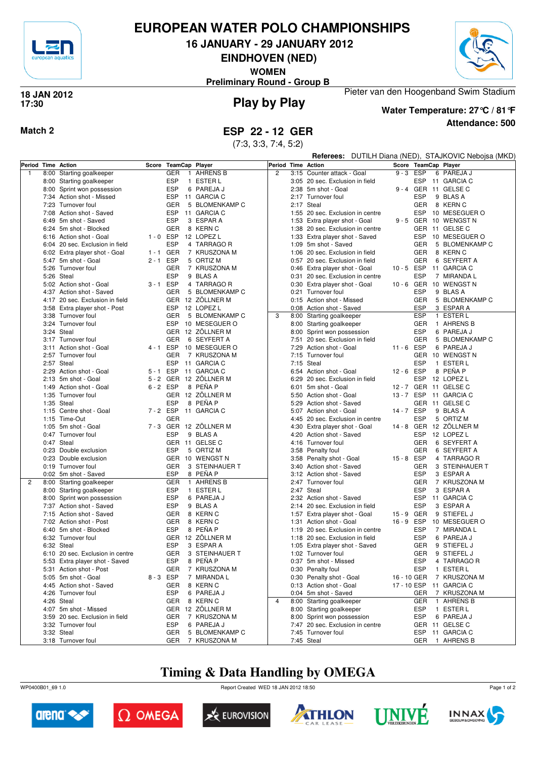# EUROPEAN WATER POLO CHAMPIONSHIPS

## 16 JANUARY - 29 JANUARY 2012

## EINDHOVEN (NED)

**WOMEN**

**Preliminary Round - Group B**

**18 JAN 2012**
**17:30**

## Play by Play

Pieter van den Hoogenband Swim Stadium

**Water Temperature: 27°C / 81°F**

**Attendance: 500**

**Match 2**

## ESP 22 - 12 GER

(7:3, 3:3, 7:4, 5:2)

**Referees:** DUTILH Diana (NED), STAJKOVIC Nebojsa (MKD)

| Period | Time | Action | Score | TeamCap | Player |
|---|---|---|---|---|---|
| 1 | 8:00 | Starting goalkeeper | | GER 1 | AHRENS B |
| | 8:00 | Starting goalkeeper | | ESP 1 | ESTER L |
| | 8:00 | Sprint won possession | | ESP 6 | PAREJA J |
| | 7:34 | Action shot - Missed | | ESP 11 | GARCIA C |
| | 7:23 | Turnover foul | | GER 5 | BLOMENKAMP C |
| | 7:08 | Action shot - Saved | | ESP 11 | GARCIA C |
| | 6:49 | 5m shot - Saved | | ESP 3 | ESPAR A |
| | 6:24 | 5m shot - Blocked | | GER 8 | KERN C |
| | 6:16 | Action shot - Goal | 1 - 0 | ESP 12 | LOPEZ L |
| | 6:04 | 20 sec. Exclusion in field | | ESP 4 | TARRAGO R |
| | 6:02 | Extra player shot - Goal | 1 - 1 | GER 7 | KRUSZONA M |
| | 5:47 | 5m shot - Goal | 2 - 1 | ESP 5 | ORTIZ M |
| | 5:26 | Turnover foul | | GER 7 | KRUSZONA M |
| | 5:26 | Steal | | ESP 9 | BLAS A |
| | 5:02 | Action shot - Goal | 3 - 1 | ESP 4 | TARRAGO R |
| | 4:37 | Action shot - Saved | | GER 5 | BLOMENKAMP C |
| | 4:17 | 20 sec. Exclusion in field | | GER 12 | ZÖLLNER M |
| | 3:58 | Extra player shot - Post | | ESP 12 | LOPEZ L |
| | 3:38 | Turnover foul | | GER 5 | BLOMENKAMP C |
| | 3:24 | Turnover foul | | ESP 10 | MESEGUER O |
| | 3:24 | Steal | | GER 12 | ZÖLLNER M |
| | 3:17 | Turnover foul | | GER 6 | SEYFERT A |
| | 3:11 | Action shot - Goal | 4 - 1 | ESP 10 | MESEGUER O |
| | 2:57 | Turnover foul | | GER 7 | KRUSZONA M |
| | 2:57 | Steal | | ESP 11 | GARCIA C |
| | 2:29 | Action shot - Goal | 5 - 1 | ESP 11 | GARCIA C |
| | 2:13 | 5m shot - Goal | 5 - 2 | GER 12 | ZÖLLNER M |
| | 1:49 | Action shot - Goal | 6 - 2 | ESP 8 | PEÑA P |
| | 1:35 | Turnover foul | | GER 12 | ZÖLLNER M |
| | 1:35 | Steal | | ESP 8 | PEÑA P |
| | 1:15 | Centre shot - Goal | 7 - 2 | ESP 11 | GARCIA C |
| | 1:15 | Time-Out | | GER | |
| | 1:05 | 5m shot - Goal | 7 - 3 | GER 12 | ZÖLLNER M |
| | 0:47 | Turnover foul | | ESP 9 | BLAS A |
| | 0:47 | Steal | | GER 11 | GELSE C |
| | 0:23 | Double exclusion | | ESP 5 | ORTIZ M |
| | 0:23 | Double exclusion | | GER 10 | WENGST N |
| | 0:19 | Turnover foul | | GER 3 | STEINHAUER T |
| | 0:02 | 5m shot - Saved | | ESP 8 | PEÑA P |
| 2 | 8:00 | Starting goalkeeper | | GER 1 | AHRENS B |
| | 8:00 | Starting goalkeeper | | ESP 1 | ESTER L |
| | 8:00 | Sprint won possession | | ESP 6 | PAREJA J |
| | 7:37 | Action shot - Saved | | ESP 9 | BLAS A |
| | 7:15 | Action shot - Saved | | GER 8 | KERN C |
| | 7:02 | Action shot - Post | | GER 8 | KERN C |
| | 6:40 | 5m shot - Blocked | | ESP 8 | PEÑA P |
| | 6:32 | Turnover foul | | GER 12 | ZÖLLNER M |
| | 6:32 | Steal | | ESP 3 | ESPAR A |
| | 6:10 | 20 sec. Exclusion in centre | | GER 3 | STEINHAUER T |
| | 5:53 | Extra player shot - Saved | | ESP 8 | PEÑA P |
| | 5:31 | Action shot - Post | | GER 7 | KRUSZONA M |
| | 5:05 | 5m shot - Goal | 8 - 3 | ESP 7 | MIRANDA L |
| | 4:45 | Action shot - Saved | | GER 8 | KERN C |
| | 4:26 | Turnover foul | | ESP 6 | PAREJA J |
| | 4:26 | Steal | | GER 8 | KERN C |
| | 4:07 | 5m shot - Missed | | GER 12 | ZÖLLNER M |
| | 3:59 | 20 sec. Exclusion in field | | GER 7 | KRUSZONA M |
| | 3:32 | Turnover foul | | ESP 6 | PAREJA J |
| | 3:32 | Steal | | GER 5 | BLOMENKAMP C |
| | 3:18 | Turnover foul | | GER 7 | KRUSZONA M |
| | 3:15 | Counter attack - Goal | 9 - 3 | ESP 6 | PAREJA J |
| | 3:05 | 20 sec. Exclusion in field | | ESP 11 | GARCIA C |
| | 2:38 | 5m shot - Goal | 9 - 4 | GER 11 | GELSE C |
| | 2:17 | Turnover foul | | ESP 9 | BLAS A |
| | 2:17 | Steal | | GER 8 | KERN C |
| | 1:55 | 20 sec. Exclusion in centre | | ESP 10 | MESEGUER O |
| | 1:53 | Extra player shot - Goal | 9 - 5 | GER 10 | WENGST N |
| | 1:38 | 20 sec. Exclusion in centre | | GER 11 | GELSE C |
| | 1:33 | Extra player shot - Saved | | ESP 10 | MESEGUER O |
| | 1:09 | 5m shot - Saved | | GER 5 | BLOMENKAMP C |
| | 1:06 | 20 sec. Exclusion in field | | GER 8 | KERN C |
| | 0:57 | 20 sec. Exclusion in field | | GER 6 | SEYFERT A |
| | 0:46 | Extra player shot - Goal | 10 - 5 | ESP 11 | GARCIA C |
| | 0:31 | 20 sec. Exclusion in centre | | ESP 7 | MIRANDA L |
| | 0:30 | Extra player shot - Goal | 10 - 6 | GER 10 | WENGST N |
| | 0:21 | Turnover foul | | ESP 9 | BLAS A |
| | 0:15 | Action shot - Missed | | GER 5 | BLOMENKAMP C |
| | 0:08 | Action shot - Saved | | ESP 3 | ESPAR A |
| 3 | 8:00 | Starting goalkeeper | | ESP 1 | ESTER L |
| | 8:00 | Starting goalkeeper | | GER 1 | AHRENS B |
| | 8:00 | Sprint won possession | | ESP 6 | PAREJA J |
| | 7:51 | 20 sec. Exclusion in field | | GER 5 | BLOMENKAMP C |
| | 7:29 | Action shot - Goal | 11 - 6 | ESP 6 | PAREJA J |
| | 7:15 | Turnover foul | | GER 10 | WENGST N |
| | 7:15 | Steal | | ESP 1 | ESTER L |
| | 6:54 | Action shot - Goal | 12 - 6 | ESP 8 | PEÑA P |
| | 6:29 | 20 sec. Exclusion in field | | ESP 12 | LOPEZ L |
| | 6:01 | 5m shot - Goal | 12 - 7 | GER 11 | GELSE C |
| | 5:50 | Action shot - Goal | 13 - 7 | ESP 11 | GARCIA C |
| | 5:29 | Action shot - Saved | | GER 11 | GELSE C |
| | 5:07 | Action shot - Goal | 14 - 7 | ESP 9 | BLAS A |
| | 4:45 | 20 sec. Exclusion in centre | | ESP 5 | ORTIZ M |
| | 4:30 | Extra player shot - Goal | 14 - 8 | GER 12 | ZÖLLNER M |
| | 4:20 | Action shot - Saved | | ESP 12 | LOPEZ L |
| | 4:16 | Turnover foul | | GER 6 | SEYFERT A |
| | 3:58 | Penalty foul | | GER 6 | SEYFERT A |
| | 3:58 | Penalty shot - Goal | 15 - 8 | ESP 4 | TARRAGO R |
| | 3:40 | Action shot - Saved | | GER 3 | STEINHAUER T |
| | 3:12 | Action shot - Saved | | ESP 3 | ESPAR A |
| | 2:47 | Turnover foul | | GER 7 | KRUSZONA M |
| | 2:47 | Steal | | ESP 3 | ESPAR A |
| | 2:32 | Action shot - Saved | | ESP 11 | GARCIA C |
| | 2:14 | 20 sec. Exclusion in field | | ESP 3 | ESPAR A |
| | 1:57 | Extra player shot - Goal | 15 - 9 | GER 9 | STIEFEL J |
| | 1:31 | Action shot - Goal | 16 - 9 | ESP 10 | MESEGUER O |
| | 1:19 | 20 sec. Exclusion in centre | | ESP 7 | MIRANDA L |
| | 1:18 | 20 sec. Exclusion in field | | ESP 6 | PAREJA J |
| | 1:05 | Extra player shot - Saved | | GER 9 | STIEFEL J |
| | 1:02 | Turnover foul | | GER 9 | STIEFEL J |
| | 0:37 | 5m shot - Missed | | ESP 4 | TARRAGO R |
| | 0:30 | Penalty foul | | ESP 1 | ESTER L |
| | 0:30 | Penalty shot - Goal | 16 - 10 | GER 7 | KRUSZONA M |
| | 0:13 | Action shot - Goal | 17 - 10 | ESP 11 | GARCIA C |
| | 0:04 | 5m shot - Saved | | GER 7 | KRUSZONA M |
| 4 | 8:00 | Starting goalkeeper | | GER 1 | AHRENS B |
| | 8:00 | Starting goalkeeper | | ESP 1 | ESTER L |
| | 8:00 | Sprint won possession | | ESP 6 | PAREJA J |
| | 7:47 | 20 sec. Exclusion in centre | | GER 11 | GELSE C |
| | 7:45 | Turnover foul | | ESP 11 | GARCIA C |
| | 7:45 | Steal | | GER 1 | AHRENS B |

**Timing & Data Handling by OMEGA**

WP0400B01_69 1.0 Report Created WED 18 JAN 2012 18:50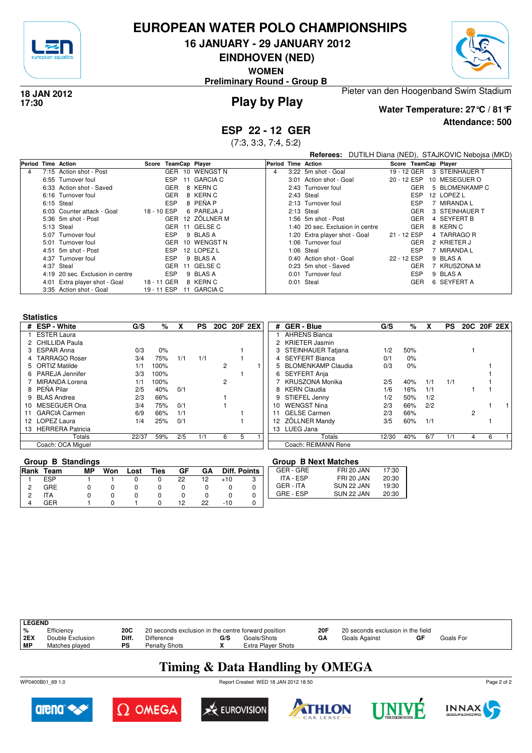# EUROPEAN WATER POLO CHAMPIONSHIPS

## 16 JANUARY - 29 JANUARY 2012

## EINDHOVEN (NED)

**WOMEN**

**Preliminary Round - Group B**

**18 JAN 2012**
**17:30**

## Play by Play

Pieter van den Hoogenband Swim Stadium

**Water Temperature: 27°C / 81°F**

**Attendance: 500**

## ESP 22 - 12 GER

(7:3, 3:3, 7:4, 5:2)

**Referees:** DUTILH Diana (NED), STAJKOVIC Nebojsa (MKD)

| Period | Time | Action | Score | TeamCap | Player |
|---|---|---|---|---|---|
| 4 | 7:15 | Action shot - Post | | GER 10 | WENGST N |
| | 6:55 | Turnover foul | | ESP 11 | GARCIA C |
| | 6:33 | Action shot - Saved | | GER 8 | KERN C |
| | 6:16 | Turnover foul | | GER 8 | KERN C |
| | 6:15 | Steal | | ESP 8 | PEÑA P |
| | 6:03 | Counter attack - Goal | 18 - 10 | ESP 6 | PAREJA J |
| | 5:36 | 5m shot - Post | | GER 12 | ZÖLLNER M |
| | 5:13 | Steal | | GER 11 | GELSE C |
| | 5:07 | Turnover foul | | ESP 9 | BLAS A |
| | 5:01 | Turnover foul | | GER 10 | WENGST N |
| | 4:51 | 5m shot - Post | | ESP 12 | LOPEZ L |
| | 4:37 | Turnover foul | | ESP 9 | BLAS A |
| | 4:37 | Steal | | GER 11 | GELSE C |
| | 4:19 | 20 sec. Exclusion in centre | | ESP 9 | BLAS A |
| | 4:01 | Extra player shot - Goal | 18 - 11 | GER 8 | KERN C |
| | 3:35 | Action shot - Goal | 19 - 11 | ESP 11 | GARCIA C |
| 4 | 3:22 | 5m shot - Goal | 19 - 12 | GER 3 | STEINHAUER T |
| | 3:01 | Action shot - Goal | 20 - 12 | ESP 10 | MESEGUER O |
| | 2:43 | Turnover foul | | GER 5 | BLOMENKAMP C |
| | 2:43 | Steal | | ESP 12 | LOPEZ L |
| | 2:13 | Turnover foul | | ESP 7 | MIRANDA L |
| | 2:13 | Steal | | GER 3 | STEINHAUER T |
| | 1:56 | 5m shot - Post | | GER 4 | SEYFERT B |
| | 1:40 | 20 sec. Exclusion in centre | | GER 8 | KERN C |
| | 1:20 | Extra player shot - Goal | 21 - 12 | ESP 4 | TARRAGO R |
| | 1:06 | Turnover foul | | GER 2 | KRIETER J |
| | 1:06 | Steal | | ESP 7 | MIRANDA L |
| | 0:40 | Action shot - Goal | 22 - 12 | ESP 9 | BLAS A |
| | 0:23 | 5m shot - Saved | | GER 7 | KRUSZONA M |
| | 0:01 | Turnover foul | | ESP 9 | BLAS A |
| | 0:01 | Steal | | GER 6 | SEYFERT A |

### Statistics

| # | ESP - White | G/S | % | X | PS | 20C | 20F | 2EX |
|---|---|---|---|---|---|---|---|---|
| 1 | ESTER Laura | | | | | | | |
| 2 | CHILLIDA Paula | | | | | | | |
| 3 | ESPAR Anna | 0/3 | 0% | | | | 1 | |
| 4 | TARRAGO Roser | 3/4 | 75% | 1/1 | 1/1 | | 1 | |
| 5 | ORTIZ Matilde | 1/1 | 100% | | | 2 | | 1 |
| 6 | PAREJA Jennifer | 3/3 | 100% | | | | 1 | |
| 7 | MIRANDA Lorena | 1/1 | 100% | | | 2 | | |
| 8 | PEÑA Pilar | 2/5 | 40% | 0/1 | | | | |
| 9 | BLAS Andrea | 2/3 | 66% | | | 1 | | |
| 10 | MESEGUER Ona | 3/4 | 75% | 0/1 | | 1 | | |
| 11 | GARCIA Carmen | 6/9 | 66% | 1/1 | | | 1 | |
| 12 | LOPEZ Laura | 1/4 | 25% | 0/1 | | | 1 | |
| 13 | HERRERA Patricia | | | | | | | |
| | Totals | 22/37 | 59% | 2/5 | 1/1 | 6 | 5 | 1 |
| | Coach: OCA Miguel | | | | | | | |

| # | GER - Blue | G/S | % | X | PS | 20C | 20F | 2EX |
|---|---|---|---|---|---|---|---|---|
| 1 | AHRENS Bianca | | | | | | | |
| 2 | KRIETER Jasmin | | | | | | | |
| 3 | STEINHAUER Tatjana | 1/2 | 50% | | | 1 | | |
| 4 | SEYFERT Bianca | 0/1 | 0% | | | | | |
| 5 | BLOMENKAMP Claudia | 0/3 | 0% | | | | 1 | |
| 6 | SEYFERT Anja | | | | | | 1 | |
| 7 | KRUSZONA Monika | 2/5 | 40% | 1/1 | 1/1 | | 1 | |
| 8 | KERN Claudia | 1/6 | 16% | 1/1 | | 1 | 1 | |
| 9 | STIEFEL Jenny | 1/2 | 50% | 1/2 | | | | |
| 10 | WENGST Nina | 2/3 | 66% | 2/2 | | | 1 | 1 |
| 11 | GELSE Carmen | 2/3 | 66% | | | 2 | | |
| 12 | ZÖLLNER Mandy | 3/5 | 60% | 1/1 | | | 1 | |
| 13 | LUEG Jana | | | | | | | |
| | Totals | 12/30 | 40% | 6/7 | 1/1 | 4 | 6 | 1 |
| | Coach: REIMANN Rene | | | | | | | |

### Group B Standings

| Rank | Team | MP | Won | Lost | Ties | GF | GA | Diff. | Points |
|---|---|---|---|---|---|---|---|---|---|
| 1 | ESP | 1 | 1 | 0 | 0 | 22 | 12 | +10 | 3 |
| 2 | GRE | 0 | 0 | 0 | 0 | 0 | 0 | 0 | 0 |
| 2 | ITA | 0 | 0 | 0 | 0 | 0 | 0 | 0 | 0 |
| 4 | GER | 1 | 0 | 1 | 0 | 12 | 22 | -10 | 0 |

### Group B Next Matches

| | | |
|---|---|---|
| GER - GRE | FRI 20 JAN | 17:30 |
| ITA - ESP | FRI 20 JAN | 20:30 |
| GER - ITA | SUN 22 JAN | 19:30 |
| GRE - ESP | SUN 22 JAN | 20:30 |

**LEGEND**

| | | | | | | | |
|---|---|---|---|---|---|---|---|
| % | Efficiency | 20C | 20 seconds exclusion in the centre forward position | | | 20F | 20 seconds exclusion in the field |
| 2EX | Double Exclusion | Diff. | Difference | G/S | Goals/Shots | GA | Goals Against | 
| MP | Matches played | PS | Penalty Shots | X | Extra Player Shots | | |

GF: Goals For

## Timing & Data Handling by OMEGA

WP0400B01_69 1.0 Report Created WED 18 JAN 2012 18:50